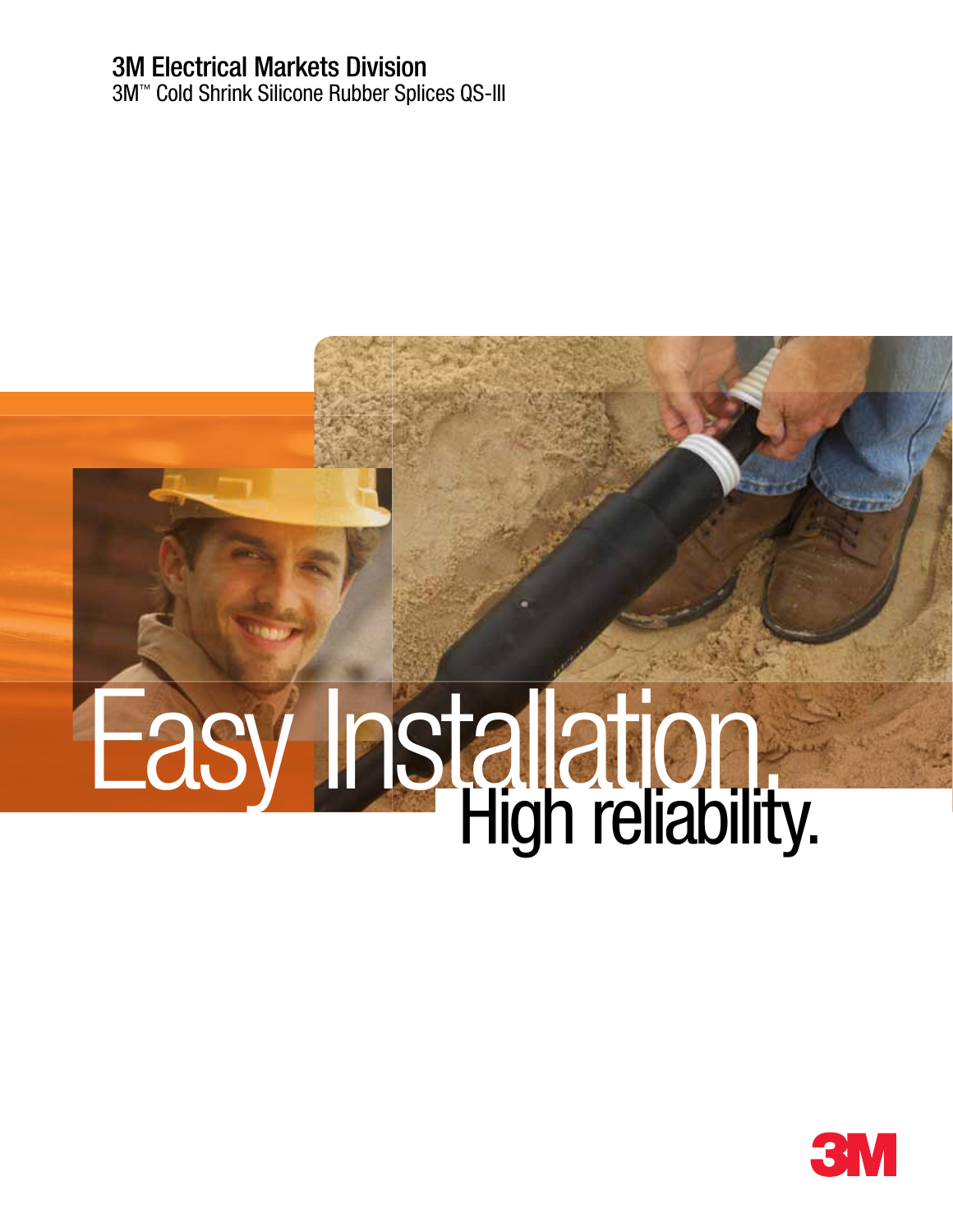# 3M Electrical Markets Division

3M™ Cold Shrink Silicone Rubber Splices QS-III

# Easy Installation.

# High reliability.

3M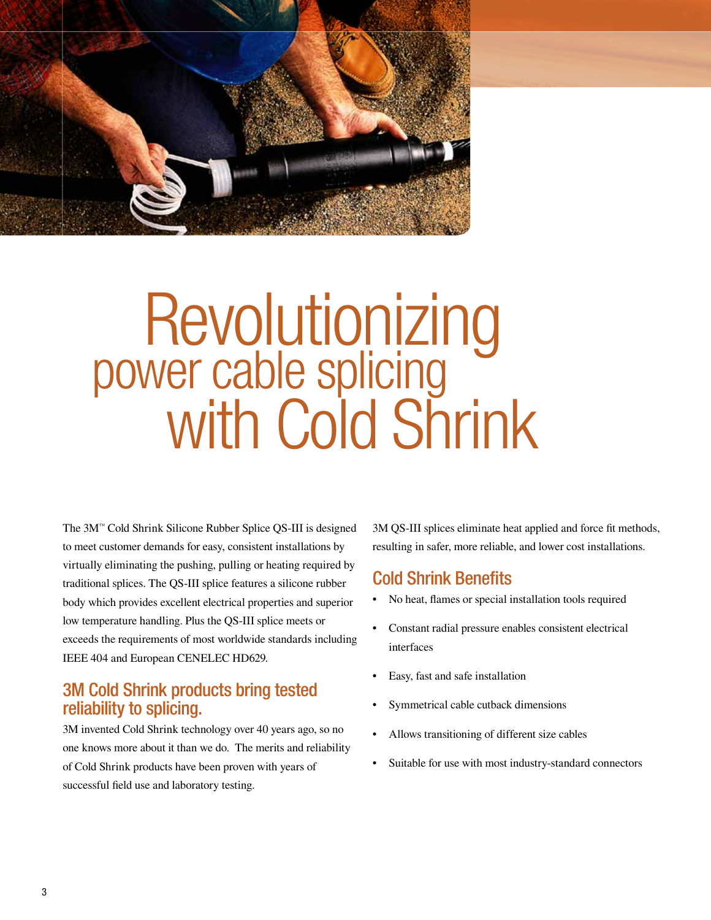# Revolutionizing power cable splicing with Cold Shrink

The 3M™ Cold Shrink Silicone Rubber Splice QS-III is designed to meet customer demands for easy, consistent installations by virtually eliminating the pushing, pulling or heating required by traditional splices. The QS-III splice features a silicone rubber body which provides excellent electrical properties and superior low temperature handling. Plus the QS-III splice meets or exceeds the requirements of most worldwide standards including IEEE 404 and European CENELEC HD629.

## 3M Cold Shrink products bring tested reliability to splicing.

3M invented Cold Shrink technology over 40 years ago, so no one knows more about it than we do. The merits and reliability of Cold Shrink products have been proven with years of successful field use and laboratory testing.

3M QS-III splices eliminate heat applied and force fit methods, resulting in safer, more reliable, and lower cost installations.

## Cold Shrink Benefits

- No heat, flames or special installation tools required
- Constant radial pressure enables consistent electrical interfaces
- Easy, fast and safe installation
- Symmetrical cable cutback dimensions
- Allows transitioning of different size cables
- Suitable for use with most industry-standard connectors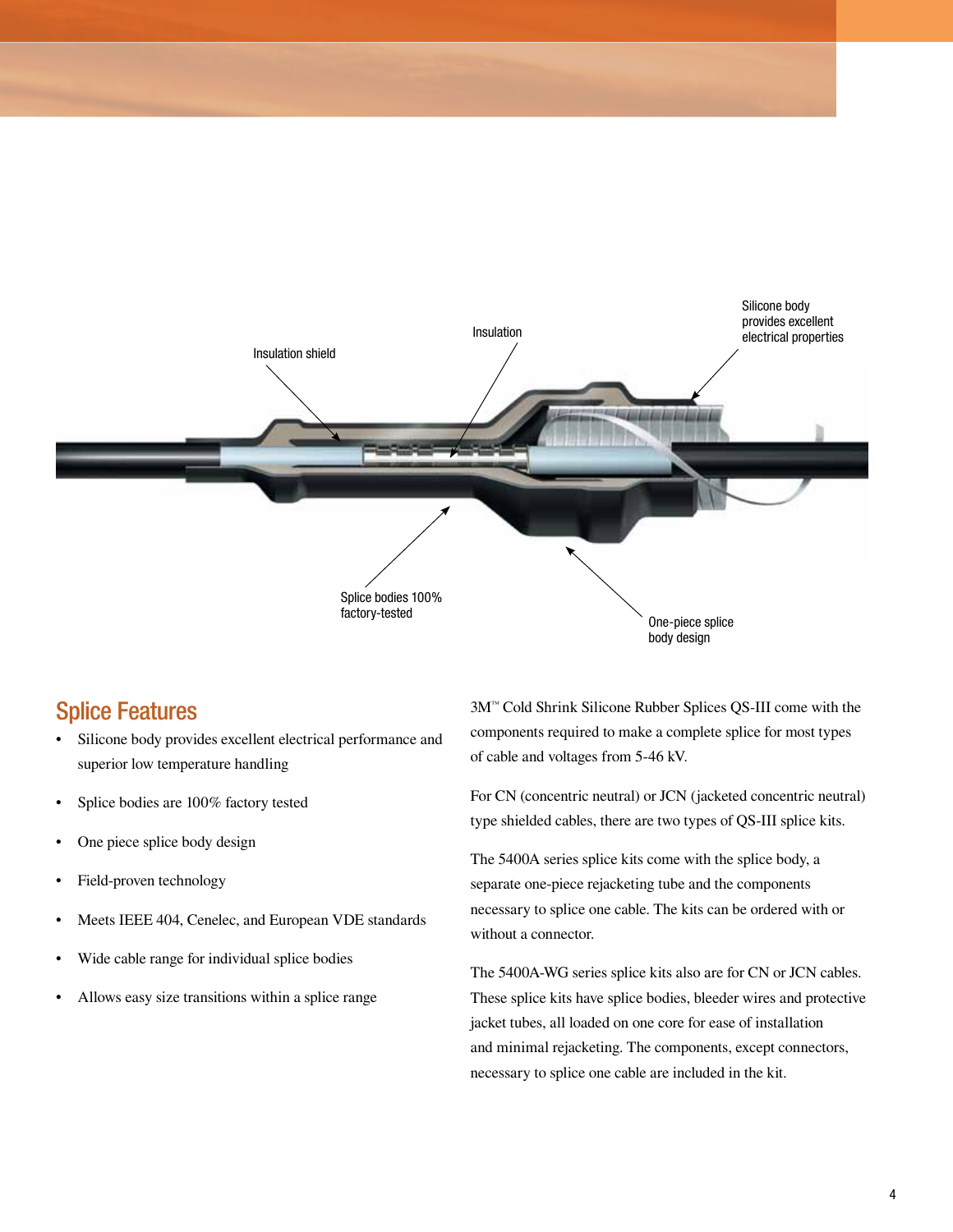Insulation shield

Insulation

Silicone body provides excellent electrical properties

Splice bodies 100% factory-tested

One-piece splice body design

## Splice Features

- Silicone body provides excellent electrical performance and superior low temperature handling
- Splice bodies are 100% factory tested
- One piece splice body design
- Field-proven technology
- Meets IEEE 404, Cenelec, and European VDE standards
- Wide cable range for individual splice bodies
- Allows easy size transitions within a splice range

3M™ Cold Shrink Silicone Rubber Splices QS-III come with the components required to make a complete splice for most types of cable and voltages from 5-46 kV.

For CN (concentric neutral) or JCN (jacketed concentric neutral) type shielded cables, there are two types of QS-III splice kits.

The 5400A series splice kits come with the splice body, a separate one-piece rejacketing tube and the components necessary to splice one cable. The kits can be ordered with or without a connector.

The 5400A-WG series splice kits also are for CN or JCN cables. These splice kits have splice bodies, bleeder wires and protective jacket tubes, all loaded on one core for ease of installation and minimal rejacketing. The components, except connectors, necessary to splice one cable are included in the kit.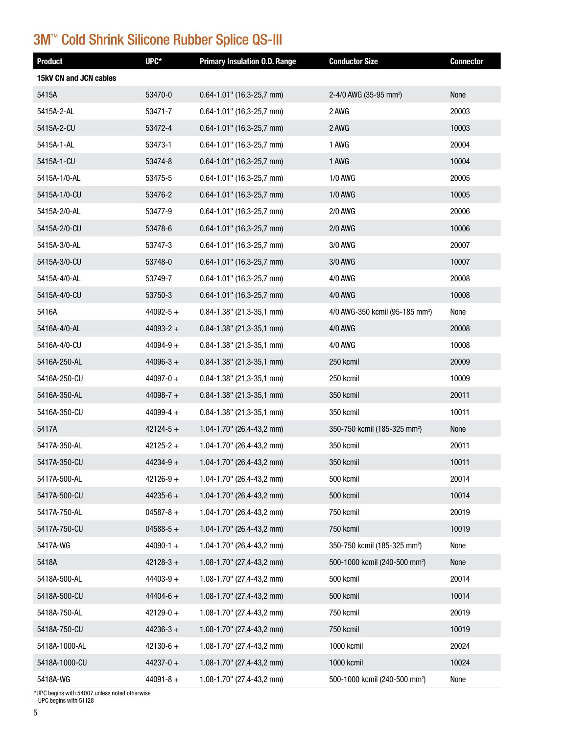## 3M™ Cold Shrink Silicone Rubber Splice QS-III

| Product | UPC* | Primary Insulation O.D. Range | Conductor Size | Connector |
|---|---|---|---|---|
| **15kV CN and JCN cables** | | | | |
| 5415A | 53470-0 | 0.64-1.01" (16,3-25,7 mm) | 2-4/0 AWG (35-95 mm$^2$) | None |
| 5415A-2-AL | 53471-7 | 0.64-1.01" (16,3-25,7 mm) | 2 AWG | 20003 |
| 5415A-2-CU | 53472-4 | 0.64-1.01" (16,3-25,7 mm) | 2 AWG | 10003 |
| 5415A-1-AL | 53473-1 | 0.64-1.01" (16,3-25,7 mm) | 1 AWG | 20004 |
| 5415A-1-CU | 53474-8 | 0.64-1.01" (16,3-25,7 mm) | 1 AWG | 10004 |
| 5415A-1/0-AL | 53475-5 | 0.64-1.01" (16,3-25,7 mm) | 1/0 AWG | 20005 |
| 5415A-1/0-CU | 53476-2 | 0.64-1.01" (16,3-25,7 mm) | 1/0 AWG | 10005 |
| 5415A-2/0-AL | 53477-9 | 0.64-1.01" (16,3-25,7 mm) | 2/0 AWG | 20006 |
| 5415A-2/0-CU | 53478-6 | 0.64-1.01" (16,3-25,7 mm) | 2/0 AWG | 10006 |
| 5415A-3/0-AL | 53747-3 | 0.64-1.01" (16,3-25,7 mm) | 3/0 AWG | 20007 |
| 5415A-3/0-CU | 53748-0 | 0.64-1.01" (16,3-25,7 mm) | 3/0 AWG | 10007 |
| 5415A-4/0-AL | 53749-7 | 0.64-1.01" (16,3-25,7 mm) | 4/0 AWG | 20008 |
| 5415A-4/0-CU | 53750-3 | 0.64-1.01" (16,3-25,7 mm) | 4/0 AWG | 10008 |
| 5416A | 44092-5 + | 0.84-1.38" (21,3-35,1 mm) | 4/0 AWG-350 kcmil (95-185 mm$^2$) | None |
| 5416A-4/0-AL | 44093-2 + | 0.84-1.38" (21,3-35,1 mm) | 4/0 AWG | 20008 |
| 5416A-4/0-CU | 44094-9 + | 0.84-1.38" (21,3-35,1 mm) | 4/0 AWG | 10008 |
| 5416A-250-AL | 44096-3 + | 0.84-1.38" (21,3-35,1 mm) | 250 kcmil | 20009 |
| 5416A-250-CU | 44097-0 + | 0.84-1.38" (21,3-35,1 mm) | 250 kcmil | 10009 |
| 5416A-350-AL | 44098-7 + | 0.84-1.38" (21,3-35,1 mm) | 350 kcmil | 20011 |
| 5416A-350-CU | 44099-4 + | 0.84-1.38" (21,3-35,1 mm) | 350 kcmil | 10011 |
| 5417A | 42124-5 + | 1.04-1.70" (26,4-43,2 mm) | 350-750 kcmil (185-325 mm$^2$) | None |
| 5417A-350-AL | 42125-2 + | 1.04-1.70" (26,4-43,2 mm) | 350 kcmil | 20011 |
| 5417A-350-CU | 44234-9 + | 1.04-1.70" (26,4-43,2 mm) | 350 kcmil | 10011 |
| 5417A-500-AL | 42126-9 + | 1.04-1.70" (26,4-43,2 mm) | 500 kcmil | 20014 |
| 5417A-500-CU | 44235-6 + | 1.04-1.70" (26,4-43,2 mm) | 500 kcmil | 10014 |
| 5417A-750-AL | 04587-8 + | 1.04-1.70" (26,4-43,2 mm) | 750 kcmil | 20019 |
| 5417A-750-CU | 04588-5 + | 1.04-1.70" (26,4-43,2 mm) | 750 kcmil | 10019 |
| 5417A-WG | 44090-1 + | 1.04-1.70" (26,4-43,2 mm) | 350-750 kcmil (185-325 mm$^2$) | None |
| 5418A | 42128-3 + | 1.08-1.70" (27,4-43,2 mm) | 500-1000 kcmil (240-500 mm$^2$) | None |
| 5418A-500-AL | 44403-9 + | 1.08-1.70" (27,4-43,2 mm) | 500 kcmil | 20014 |
| 5418A-500-CU | 44404-6 + | 1.08-1.70" (27,4-43,2 mm) | 500 kcmil | 10014 |
| 5418A-750-AL | 42129-0 + | 1.08-1.70" (27,4-43,2 mm) | 750 kcmil | 20019 |
| 5418A-750-CU | 44236-3 + | 1.08-1.70" (27,4-43,2 mm) | 750 kcmil | 10019 |
| 5418A-1000-AL | 42130-6 + | 1.08-1.70" (27,4-43,2 mm) | 1000 kcmil | 20024 |
| 5418A-1000-CU | 44237-0 + | 1.08-1.70" (27,4-43,2 mm) | 1000 kcmil | 10024 |
| 5418A-WG | 44091-8 + | 1.08-1.70" (27,4-43,2 mm) | 500-1000 kcmil (240-500 mm$^2$) | None |

*UPC begins with 54007 unless noted otherwise
+UPC begins with 51128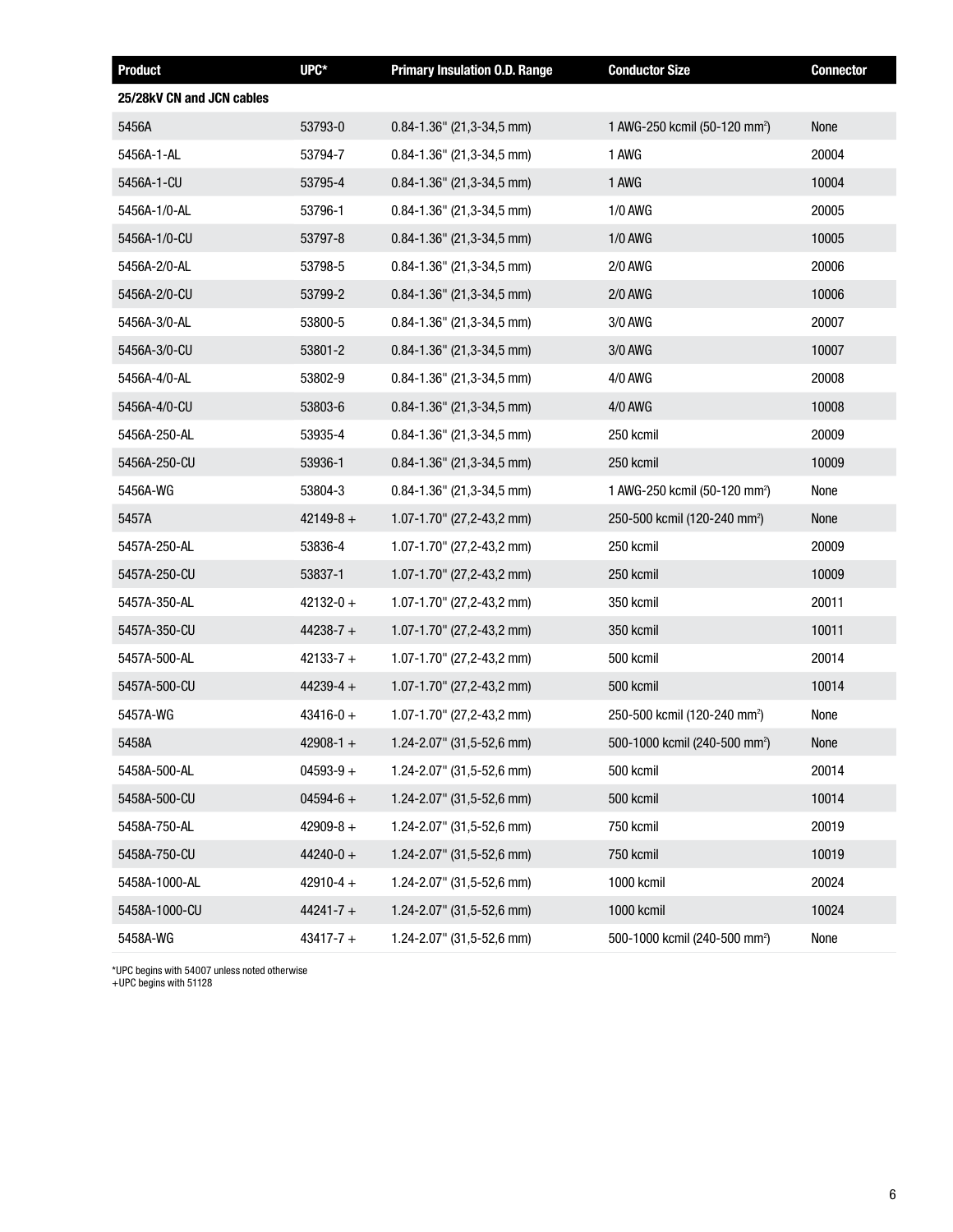| Product | UPC* | Primary Insulation O.D. Range | Conductor Size | Connector |
|---|---|---|---|---|
| **25/28kV CN and JCN cables** | | | | |
| 5456A | 53793-0 | 0.84-1.36" (21,3-34,5 mm) | 1 AWG-250 kcmil (50-120 mm²) | None |
| 5456A-1-AL | 53794-7 | 0.84-1.36" (21,3-34,5 mm) | 1 AWG | 20004 |
| 5456A-1-CU | 53795-4 | 0.84-1.36" (21,3-34,5 mm) | 1 AWG | 10004 |
| 5456A-1/0-AL | 53796-1 | 0.84-1.36" (21,3-34,5 mm) | 1/0 AWG | 20005 |
| 5456A-1/0-CU | 53797-8 | 0.84-1.36" (21,3-34,5 mm) | 1/0 AWG | 10005 |
| 5456A-2/0-AL | 53798-5 | 0.84-1.36" (21,3-34,5 mm) | 2/0 AWG | 20006 |
| 5456A-2/0-CU | 53799-2 | 0.84-1.36" (21,3-34,5 mm) | 2/0 AWG | 10006 |
| 5456A-3/0-AL | 53800-5 | 0.84-1.36" (21,3-34,5 mm) | 3/0 AWG | 20007 |
| 5456A-3/0-CU | 53801-2 | 0.84-1.36" (21,3-34,5 mm) | 3/0 AWG | 10007 |
| 5456A-4/0-AL | 53802-9 | 0.84-1.36" (21,3-34,5 mm) | 4/0 AWG | 20008 |
| 5456A-4/0-CU | 53803-6 | 0.84-1.36" (21,3-34,5 mm) | 4/0 AWG | 10008 |
| 5456A-250-AL | 53935-4 | 0.84-1.36" (21,3-34,5 mm) | 250 kcmil | 20009 |
| 5456A-250-CU | 53936-1 | 0.84-1.36" (21,3-34,5 mm) | 250 kcmil | 10009 |
| 5456A-WG | 53804-3 | 0.84-1.36" (21,3-34,5 mm) | 1 AWG-250 kcmil (50-120 mm²) | None |
| 5457A | 42149-8 + | 1.07-1.70" (27,2-43,2 mm) | 250-500 kcmil (120-240 mm²) | None |
| 5457A-250-AL | 53836-4 | 1.07-1.70" (27,2-43,2 mm) | 250 kcmil | 20009 |
| 5457A-250-CU | 53837-1 | 1.07-1.70" (27,2-43,2 mm) | 250 kcmil | 10009 |
| 5457A-350-AL | 42132-0 + | 1.07-1.70" (27,2-43,2 mm) | 350 kcmil | 20011 |
| 5457A-350-CU | 44238-7 + | 1.07-1.70" (27,2-43,2 mm) | 350 kcmil | 10011 |
| 5457A-500-AL | 42133-7 + | 1.07-1.70" (27,2-43,2 mm) | 500 kcmil | 20014 |
| 5457A-500-CU | 44239-4 + | 1.07-1.70" (27,2-43,2 mm) | 500 kcmil | 10014 |
| 5457A-WG | 43416-0 + | 1.07-1.70" (27,2-43,2 mm) | 250-500 kcmil (120-240 mm²) | None |
| 5458A | 42908-1 + | 1.24-2.07" (31,5-52,6 mm) | 500-1000 kcmil (240-500 mm²) | None |
| 5458A-500-AL | 04593-9 + | 1.24-2.07" (31,5-52,6 mm) | 500 kcmil | 20014 |
| 5458A-500-CU | 04594-6 + | 1.24-2.07" (31,5-52,6 mm) | 500 kcmil | 10014 |
| 5458A-750-AL | 42909-8 + | 1.24-2.07" (31,5-52,6 mm) | 750 kcmil | 20019 |
| 5458A-750-CU | 44240-0 + | 1.24-2.07" (31,5-52,6 mm) | 750 kcmil | 10019 |
| 5458A-1000-AL | 42910-4 + | 1.24-2.07" (31,5-52,6 mm) | 1000 kcmil | 20024 |
| 5458A-1000-CU | 44241-7 + | 1.24-2.07" (31,5-52,6 mm) | 1000 kcmil | 10024 |
| 5458A-WG | 43417-7 + | 1.24-2.07" (31,5-52,6 mm) | 500-1000 kcmil (240-500 mm²) | None |

*UPC begins with 54007 unless noted otherwise
+UPC begins with 51128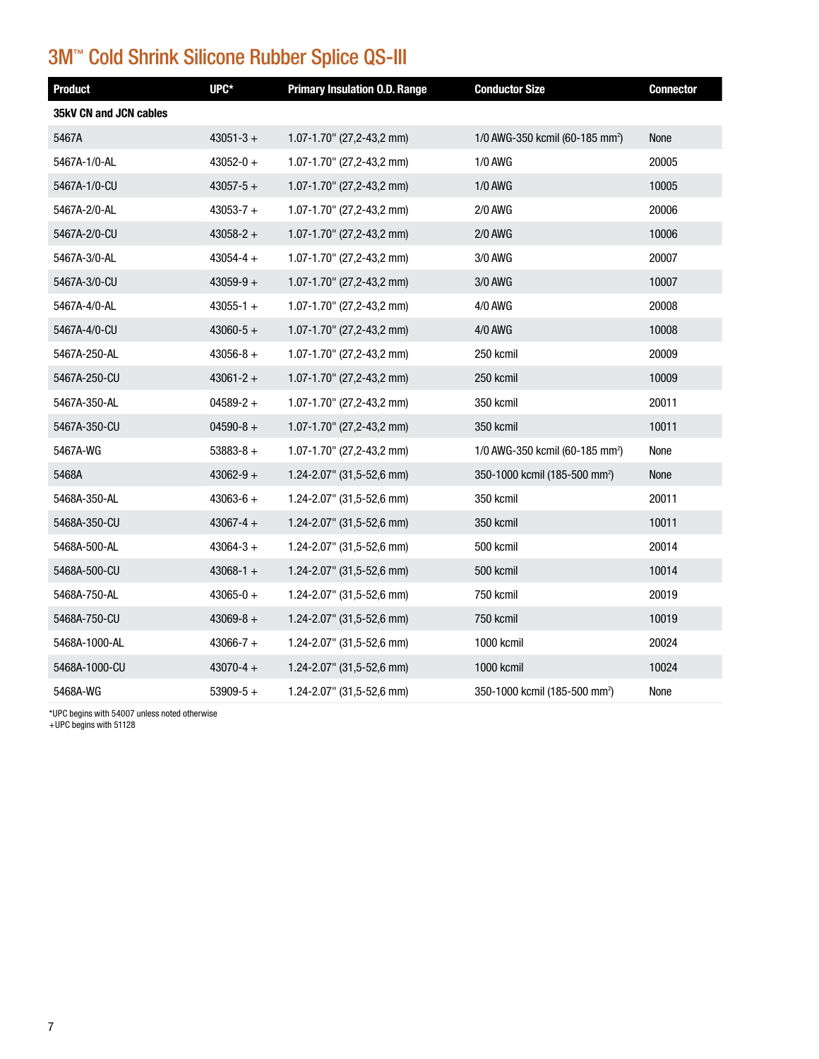# 3M™ Cold Shrink Silicone Rubber Splice QS-III

| Product | UPC* | Primary Insulation O.D. Range | Conductor Size | Connector |
|---|---|---|---|---|
| **35kV CN and JCN cables** | | | | |
| 5467A | 43051-3 + | 1.07-1.70" (27,2-43,2 mm) | 1/0 AWG-350 kcmil (60-185 mm²) | None |
| 5467A-1/0-AL | 43052-0 + | 1.07-1.70" (27,2-43,2 mm) | 1/0 AWG | 20005 |
| 5467A-1/0-CU | 43057-5 + | 1.07-1.70" (27,2-43,2 mm) | 1/0 AWG | 10005 |
| 5467A-2/0-AL | 43053-7 + | 1.07-1.70" (27,2-43,2 mm) | 2/0 AWG | 20006 |
| 5467A-2/0-CU | 43058-2 + | 1.07-1.70" (27,2-43,2 mm) | 2/0 AWG | 10006 |
| 5467A-3/0-AL | 43054-4 + | 1.07-1.70" (27,2-43,2 mm) | 3/0 AWG | 20007 |
| 5467A-3/0-CU | 43059-9 + | 1.07-1.70" (27,2-43,2 mm) | 3/0 AWG | 10007 |
| 5467A-4/0-AL | 43055-1 + | 1.07-1.70" (27,2-43,2 mm) | 4/0 AWG | 20008 |
| 5467A-4/0-CU | 43060-5 + | 1.07-1.70" (27,2-43,2 mm) | 4/0 AWG | 10008 |
| 5467A-250-AL | 43056-8 + | 1.07-1.70" (27,2-43,2 mm) | 250 kcmil | 20009 |
| 5467A-250-CU | 43061-2 + | 1.07-1.70" (27,2-43,2 mm) | 250 kcmil | 10009 |
| 5467A-350-AL | 04589-2 + | 1.07-1.70" (27,2-43,2 mm) | 350 kcmil | 20011 |
| 5467A-350-CU | 04590-8 + | 1.07-1.70" (27,2-43,2 mm) | 350 kcmil | 10011 |
| 5467A-WG | 53883-8 + | 1.07-1.70" (27,2-43,2 mm) | 1/0 AWG-350 kcmil (60-185 mm²) | None |
| 5468A | 43062-9 + | 1.24-2.07" (31,5-52,6 mm) | 350-1000 kcmil (185-500 mm²) | None |
| 5468A-350-AL | 43063-6 + | 1.24-2.07" (31,5-52,6 mm) | 350 kcmil | 20011 |
| 5468A-350-CU | 43067-4 + | 1.24-2.07" (31,5-52,6 mm) | 350 kcmil | 10011 |
| 5468A-500-AL | 43064-3 + | 1.24-2.07" (31,5-52,6 mm) | 500 kcmil | 20014 |
| 5468A-500-CU | 43068-1 + | 1.24-2.07" (31,5-52,6 mm) | 500 kcmil | 10014 |
| 5468A-750-AL | 43065-0 + | 1.24-2.07" (31,5-52,6 mm) | 750 kcmil | 20019 |
| 5468A-750-CU | 43069-8 + | 1.24-2.07" (31,5-52,6 mm) | 750 kcmil | 10019 |
| 5468A-1000-AL | 43066-7 + | 1.24-2.07" (31,5-52,6 mm) | 1000 kcmil | 20024 |
| 5468A-1000-CU | 43070-4 + | 1.24-2.07" (31,5-52,6 mm) | 1000 kcmil | 10024 |
| 5468A-WG | 53909-5 + | 1.24-2.07" (31,5-52,6 mm) | 350-1000 kcmil (185-500 mm²) | None |

*UPC begins with 54007 unless noted otherwise
+UPC begins with 51128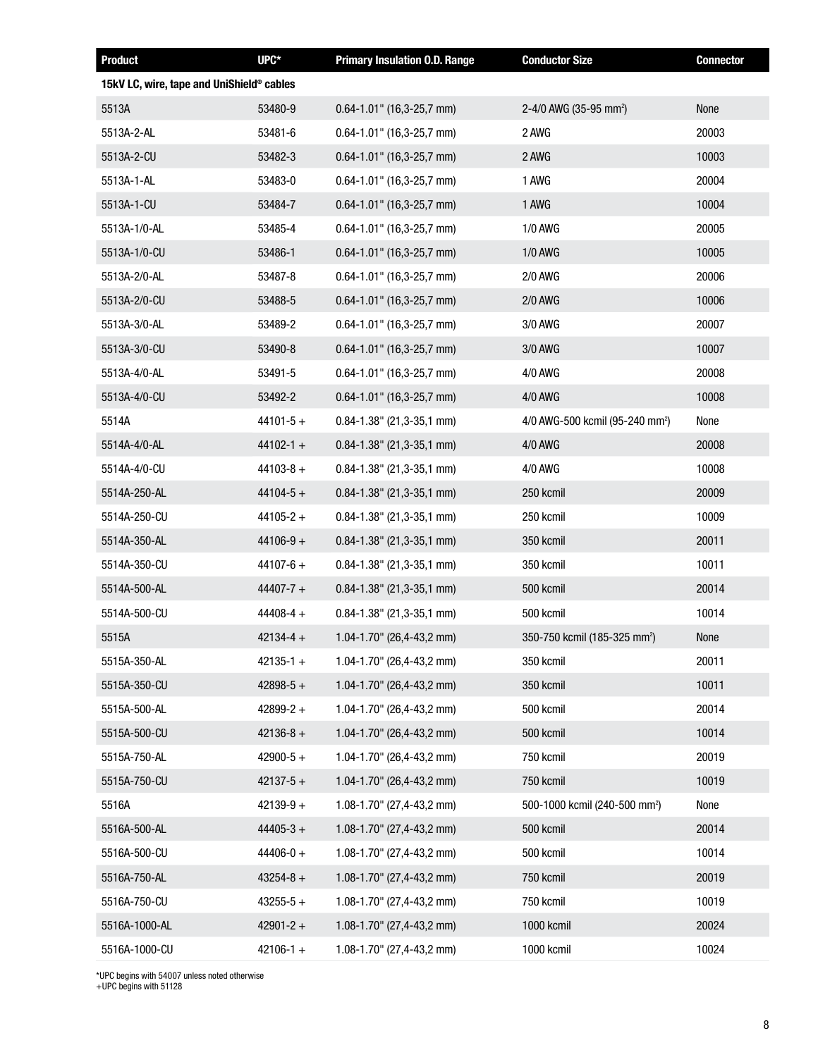| Product | UPC* | Primary Insulation O.D. Range | Conductor Size | Connector |
|---|---|---|---|---|
| **15kV LC, wire, tape and UniShield® cables** | | | | |
| 5513A | 53480-9 | 0.64-1.01" (16,3-25,7 mm) | 2-4/0 AWG (35-95 mm²) | None |
| 5513A-2-AL | 53481-6 | 0.64-1.01" (16,3-25,7 mm) | 2 AWG | 20003 |
| 5513A-2-CU | 53482-3 | 0.64-1.01" (16,3-25,7 mm) | 2 AWG | 10003 |
| 5513A-1-AL | 53483-0 | 0.64-1.01" (16,3-25,7 mm) | 1 AWG | 20004 |
| 5513A-1-CU | 53484-7 | 0.64-1.01" (16,3-25,7 mm) | 1 AWG | 10004 |
| 5513A-1/0-AL | 53485-4 | 0.64-1.01" (16,3-25,7 mm) | 1/0 AWG | 20005 |
| 5513A-1/0-CU | 53486-1 | 0.64-1.01" (16,3-25,7 mm) | 1/0 AWG | 10005 |
| 5513A-2/0-AL | 53487-8 | 0.64-1.01" (16,3-25,7 mm) | 2/0 AWG | 20006 |
| 5513A-2/0-CU | 53488-5 | 0.64-1.01" (16,3-25,7 mm) | 2/0 AWG | 10006 |
| 5513A-3/0-AL | 53489-2 | 0.64-1.01" (16,3-25,7 mm) | 3/0 AWG | 20007 |
| 5513A-3/0-CU | 53490-8 | 0.64-1.01" (16,3-25,7 mm) | 3/0 AWG | 10007 |
| 5513A-4/0-AL | 53491-5 | 0.64-1.01" (16,3-25,7 mm) | 4/0 AWG | 20008 |
| 5513A-4/0-CU | 53492-2 | 0.64-1.01" (16,3-25,7 mm) | 4/0 AWG | 10008 |
| 5514A | 44101-5 + | 0.84-1.38" (21,3-35,1 mm) | 4/0 AWG-500 kcmil (95-240 mm²) | None |
| 5514A-4/0-AL | 44102-1 + | 0.84-1.38" (21,3-35,1 mm) | 4/0 AWG | 20008 |
| 5514A-4/0-CU | 44103-8 + | 0.84-1.38" (21,3-35,1 mm) | 4/0 AWG | 10008 |
| 5514A-250-AL | 44104-5 + | 0.84-1.38" (21,3-35,1 mm) | 250 kcmil | 20009 |
| 5514A-250-CU | 44105-2 + | 0.84-1.38" (21,3-35,1 mm) | 250 kcmil | 10009 |
| 5514A-350-AL | 44106-9 + | 0.84-1.38" (21,3-35,1 mm) | 350 kcmil | 20011 |
| 5514A-350-CU | 44107-6 + | 0.84-1.38" (21,3-35,1 mm) | 350 kcmil | 10011 |
| 5514A-500-AL | 44407-7 + | 0.84-1.38" (21,3-35,1 mm) | 500 kcmil | 20014 |
| 5514A-500-CU | 44408-4 + | 0.84-1.38" (21,3-35,1 mm) | 500 kcmil | 10014 |
| 5515A | 42134-4 + | 1.04-1.70" (26,4-43,2 mm) | 350-750 kcmil (185-325 mm²) | None |
| 5515A-350-AL | 42135-1 + | 1.04-1.70" (26,4-43,2 mm) | 350 kcmil | 20011 |
| 5515A-350-CU | 42898-5 + | 1.04-1.70" (26,4-43,2 mm) | 350 kcmil | 10011 |
| 5515A-500-AL | 42899-2 + | 1.04-1.70" (26,4-43,2 mm) | 500 kcmil | 20014 |
| 5515A-500-CU | 42136-8 + | 1.04-1.70" (26,4-43,2 mm) | 500 kcmil | 10014 |
| 5515A-750-AL | 42900-5 + | 1.04-1.70" (26,4-43,2 mm) | 750 kcmil | 20019 |
| 5515A-750-CU | 42137-5 + | 1.04-1.70" (26,4-43,2 mm) | 750 kcmil | 10019 |
| 5516A | 42139-9 + | 1.08-1.70" (27,4-43,2 mm) | 500-1000 kcmil (240-500 mm²) | None |
| 5516A-500-AL | 44405-3 + | 1.08-1.70" (27,4-43,2 mm) | 500 kcmil | 20014 |
| 5516A-500-CU | 44406-0 + | 1.08-1.70" (27,4-43,2 mm) | 500 kcmil | 10014 |
| 5516A-750-AL | 43254-8 + | 1.08-1.70" (27,4-43,2 mm) | 750 kcmil | 20019 |
| 5516A-750-CU | 43255-5 + | 1.08-1.70" (27,4-43,2 mm) | 750 kcmil | 10019 |
| 5516A-1000-AL | 42901-2 + | 1.08-1.70" (27,4-43,2 mm) | 1000 kcmil | 20024 |
| 5516A-1000-CU | 42106-1 + | 1.08-1.70" (27,4-43,2 mm) | 1000 kcmil | 10024 |

*UPC begins with 54007 unless noted otherwise
+UPC begins with 51128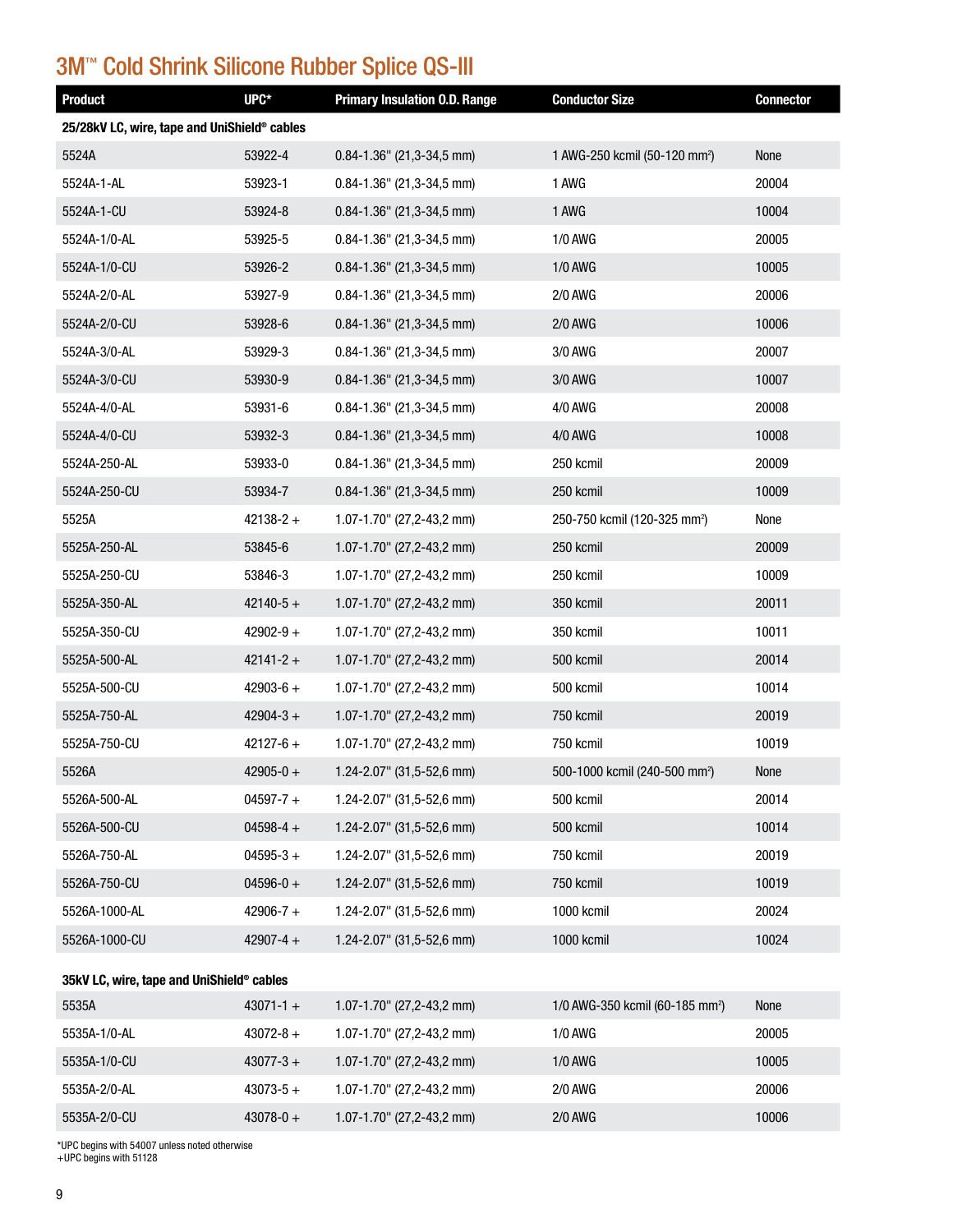# 3M™ Cold Shrink Silicone Rubber Splice QS-III

| Product | UPC* | Primary Insulation O.D. Range | Conductor Size | Connector |
|---|---|---|---|---|
| **25/28kV LC, wire, tape and UniShield® cables** | | | | |
| 5524A | 53922-4 | 0.84-1.36" (21,3-34,5 mm) | 1 AWG-250 kcmil (50-120 mm²) | None |
| 5524A-1-AL | 53923-1 | 0.84-1.36" (21,3-34,5 mm) | 1 AWG | 20004 |
| 5524A-1-CU | 53924-8 | 0.84-1.36" (21,3-34,5 mm) | 1 AWG | 10004 |
| 5524A-1/0-AL | 53925-5 | 0.84-1.36" (21,3-34,5 mm) | 1/0 AWG | 20005 |
| 5524A-1/0-CU | 53926-2 | 0.84-1.36" (21,3-34,5 mm) | 1/0 AWG | 10005 |
| 5524A-2/0-AL | 53927-9 | 0.84-1.36" (21,3-34,5 mm) | 2/0 AWG | 20006 |
| 5524A-2/0-CU | 53928-6 | 0.84-1.36" (21,3-34,5 mm) | 2/0 AWG | 10006 |
| 5524A-3/0-AL | 53929-3 | 0.84-1.36" (21,3-34,5 mm) | 3/0 AWG | 20007 |
| 5524A-3/0-CU | 53930-9 | 0.84-1.36" (21,3-34,5 mm) | 3/0 AWG | 10007 |
| 5524A-4/0-AL | 53931-6 | 0.84-1.36" (21,3-34,5 mm) | 4/0 AWG | 20008 |
| 5524A-4/0-CU | 53932-3 | 0.84-1.36" (21,3-34,5 mm) | 4/0 AWG | 10008 |
| 5524A-250-AL | 53933-0 | 0.84-1.36" (21,3-34,5 mm) | 250 kcmil | 20009 |
| 5524A-250-CU | 53934-7 | 0.84-1.36" (21,3-34,5 mm) | 250 kcmil | 10009 |
| 5525A | 42138-2 + | 1.07-1.70" (27,2-43,2 mm) | 250-750 kcmil (120-325 mm²) | None |
| 5525A-250-AL | 53845-6 | 1.07-1.70" (27,2-43,2 mm) | 250 kcmil | 20009 |
| 5525A-250-CU | 53846-3 | 1.07-1.70" (27,2-43,2 mm) | 250 kcmil | 10009 |
| 5525A-350-AL | 42140-5 + | 1.07-1.70" (27,2-43,2 mm) | 350 kcmil | 20011 |
| 5525A-350-CU | 42902-9 + | 1.07-1.70" (27,2-43,2 mm) | 350 kcmil | 10011 |
| 5525A-500-AL | 42141-2 + | 1.07-1.70" (27,2-43,2 mm) | 500 kcmil | 20014 |
| 5525A-500-CU | 42903-6 + | 1.07-1.70" (27,2-43,2 mm) | 500 kcmil | 10014 |
| 5525A-750-AL | 42904-3 + | 1.07-1.70" (27,2-43,2 mm) | 750 kcmil | 20019 |
| 5525A-750-CU | 42127-6 + | 1.07-1.70" (27,2-43,2 mm) | 750 kcmil | 10019 |
| 5526A | 42905-0 + | 1.24-2.07" (31,5-52,6 mm) | 500-1000 kcmil (240-500 mm²) | None |
| 5526A-500-AL | 04597-7 + | 1.24-2.07" (31,5-52,6 mm) | 500 kcmil | 20014 |
| 5526A-500-CU | 04598-4 + | 1.24-2.07" (31,5-52,6 mm) | 500 kcmil | 10014 |
| 5526A-750-AL | 04595-3 + | 1.24-2.07" (31,5-52,6 mm) | 750 kcmil | 20019 |
| 5526A-750-CU | 04596-0 + | 1.24-2.07" (31,5-52,6 mm) | 750 kcmil | 10019 |
| 5526A-1000-AL | 42906-7 + | 1.24-2.07" (31,5-52,6 mm) | 1000 kcmil | 20024 |
| 5526A-1000-CU | 42907-4 + | 1.24-2.07" (31,5-52,6 mm) | 1000 kcmil | 10024 |
| **35kV LC, wire, tape and UniShield® cables** | | | | |
| 5535A | 43071-1 + | 1.07-1.70" (27,2-43,2 mm) | 1/0 AWG-350 kcmil (60-185 mm²) | None |
| 5535A-1/0-AL | 43072-8 + | 1.07-1.70" (27,2-43,2 mm) | 1/0 AWG | 20005 |
| 5535A-1/0-CU | 43077-3 + | 1.07-1.70" (27,2-43,2 mm) | 1/0 AWG | 10005 |
| 5535A-2/0-AL | 43073-5 + | 1.07-1.70" (27,2-43,2 mm) | 2/0 AWG | 20006 |
| 5535A-2/0-CU | 43078-0 + | 1.07-1.70" (27,2-43,2 mm) | 2/0 AWG | 10006 |

*UPC begins with 54007 unless noted otherwise
+UPC begins with 51128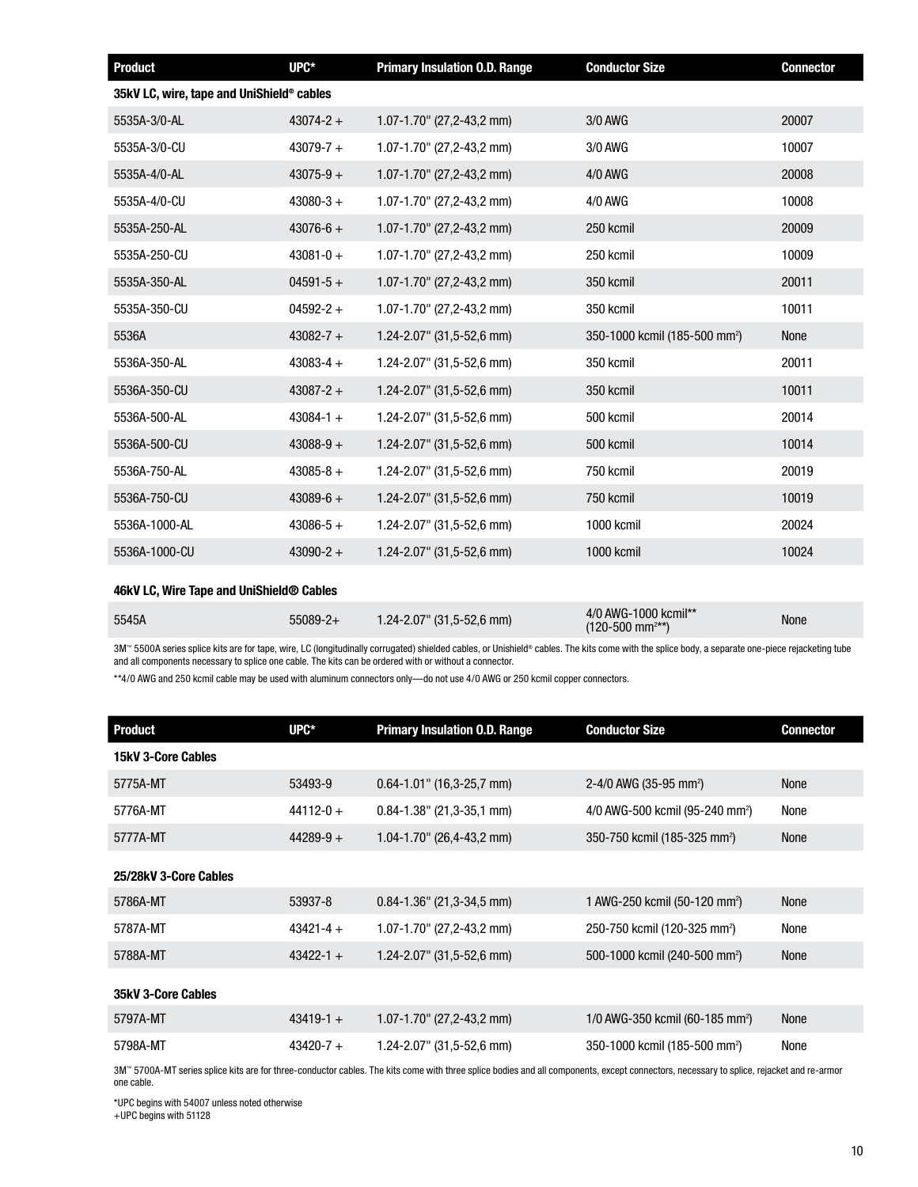| Product | UPC* | Primary Insulation O.D. Range | Conductor Size | Connector |
|---|---|---|---|---|
| **35kV LC, wire, tape and UniShield® cables** | | | | |
| 5535A-3/0-AL | 43074-2 + | 1.07-1.70" (27,2-43,2 mm) | 3/0 AWG | 20007 |
| 5535A-3/0-CU | 43079-7 + | 1.07-1.70" (27,2-43,2 mm) | 3/0 AWG | 10007 |
| 5535A-4/0-AL | 43075-9 + | 1.07-1.70" (27,2-43,2 mm) | 4/0 AWG | 20008 |
| 5535A-4/0-CU | 43080-3 + | 1.07-1.70" (27,2-43,2 mm) | 4/0 AWG | 10008 |
| 5535A-250-AL | 43076-6 + | 1.07-1.70" (27,2-43,2 mm) | 250 kcmil | 20009 |
| 5535A-250-CU | 43081-0 + | 1.07-1.70" (27,2-43,2 mm) | 250 kcmil | 10009 |
| 5535A-350-AL | 04591-5 + | 1.07-1.70" (27,2-43,2 mm) | 350 kcmil | 20011 |
| 5535A-350-CU | 04592-2 + | 1.07-1.70" (27,2-43,2 mm) | 350 kcmil | 10011 |
| 5536A | 43082-7 + | 1.24-2.07" (31,5-52,6 mm) | 350-1000 kcmil (185-500 mm²) | None |
| 5536A-350-AL | 43083-4 + | 1.24-2.07" (31,5-52,6 mm) | 350 kcmil | 20011 |
| 5536A-350-CU | 43087-2 + | 1.24-2.07" (31,5-52,6 mm) | 350 kcmil | 10011 |
| 5536A-500-AL | 43084-1 + | 1.24-2.07" (31,5-52,6 mm) | 500 kcmil | 20014 |
| 5536A-500-CU | 43088-9 + | 1.24-2.07" (31,5-52,6 mm) | 500 kcmil | 10014 |
| 5536A-750-AL | 43085-8 + | 1.24-2.07" (31,5-52,6 mm) | 750 kcmil | 20019 |
| 5536A-750-CU | 43089-6 + | 1.24-2.07" (31,5-52,6 mm) | 750 kcmil | 10019 |
| 5536A-1000-AL | 43086-5 + | 1.24-2.07" (31,5-52,6 mm) | 1000 kcmil | 20024 |
| 5536A-1000-CU | 43090-2 + | 1.24-2.07" (31,5-52,6 mm) | 1000 kcmil | 10024 |
| **46kV LC, Wire Tape and UniShield® Cables** | | | | |
| 5545A | 55089-2+ | 1.24-2.07" (31,5-52,6 mm) | 4/0 AWG-1000 kcmil** (120-500 mm²**) | None |

3M™ 5500A series splice kits are for tape, wire, LC (longitudinally corrugated) shielded cables, or Unishield® cables. The kits come with the splice body, a separate one-piece rejacketing tube and all components necessary to splice one cable. The kits can be ordered with or without a connector.

**4/0 AWG and 250 kcmil cable may be used with aluminum connectors only—do not use 4/0 AWG or 250 kcmil copper connectors.

| Product | UPC* | Primary Insulation O.D. Range | Conductor Size | Connector |
|---|---|---|---|---|
| **15kV 3-Core Cables** | | | | |
| 5775A-MT | 53493-9 | 0.64-1.01" (16,3-25,7 mm) | 2-4/0 AWG (35-95 mm²) | None |
| 5776A-MT | 44112-0 + | 0.84-1.38" (21,3-35,1 mm) | 4/0 AWG-500 kcmil (95-240 mm²) | None |
| 5777A-MT | 44289-9 + | 1.04-1.70" (26,4-43,2 mm) | 350-750 kcmil (185-325 mm²) | None |
| **25/28kV 3-Core Cables** | | | | |
| 5786A-MT | 53937-8 | 0.84-1.36" (21,3-34,5 mm) | 1 AWG-250 kcmil (50-120 mm²) | None |
| 5787A-MT | 43421-4 + | 1.07-1.70" (27,2-43,2 mm) | 250-750 kcmil (120-325 mm²) | None |
| 5788A-MT | 43422-1 + | 1.24-2.07" (31,5-52,6 mm) | 500-1000 kcmil (240-500 mm²) | None |
| **35kV 3-Core Cables** | | | | |
| 5797A-MT | 43419-1 + | 1.07-1.70" (27,2-43,2 mm) | 1/0 AWG-350 kcmil (60-185 mm²) | None |
| 5798A-MT | 43420-7 + | 1.24-2.07" (31,5-52,6 mm) | 350-1000 kcmil (185-500 mm²) | None |

3M™ 5700A-MT series splice kits are for three-conductor cables. The kits come with three splice bodies and all components, except connectors, necessary to splice, rejacket and re-armor one cable.

*UPC begins with 54007 unless noted otherwise
+UPC begins with 51128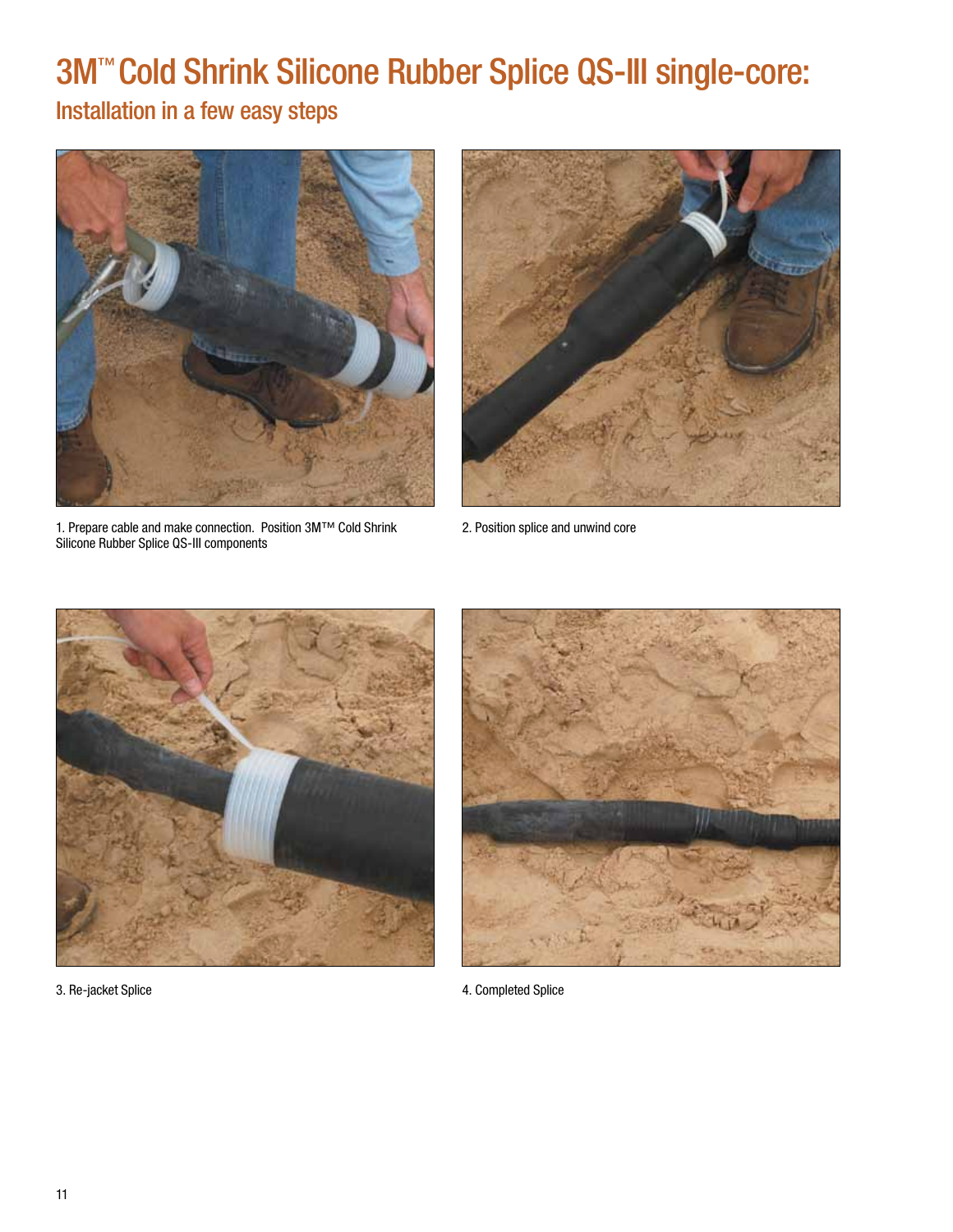# 3M™ Cold Shrink Silicone Rubber Splice QS-III single-core:

## Installation in a few easy steps

1. Prepare cable and make connection. Position 3M™ Cold Shrink Silicone Rubber Splice QS-III components

2. Position splice and unwind core

3. Re-jacket Splice

4. Completed Splice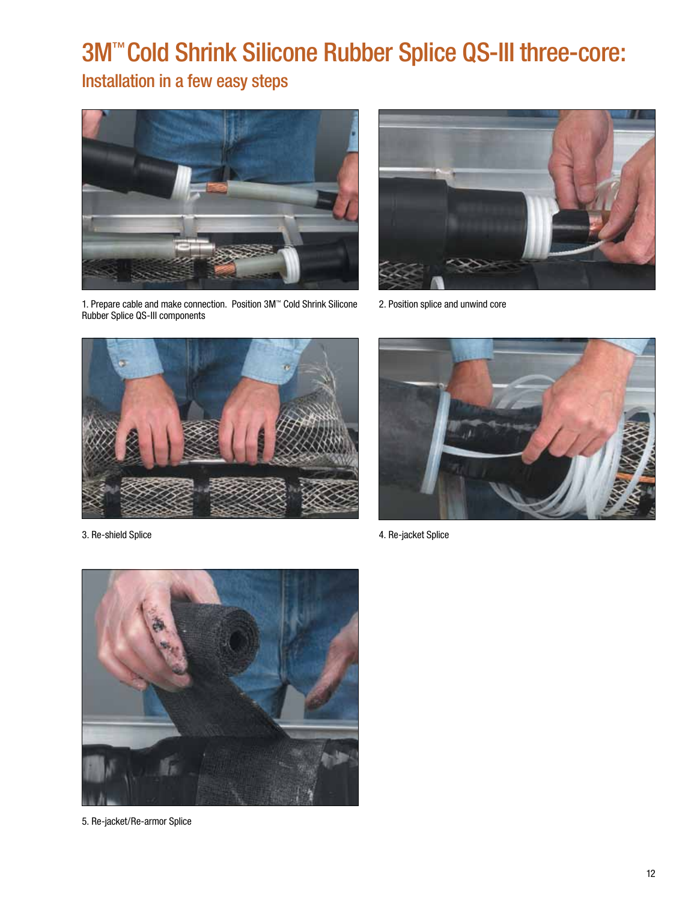# 3M™ Cold Shrink Silicone Rubber Splice QS-III three-core:

## Installation in a few easy steps

1. Prepare cable and make connection. Position 3M™ Cold Shrink Silicone Rubber Splice QS-III components

2. Position splice and unwind core

3. Re-shield Splice

4. Re-jacket Splice

5. Re-jacket/Re-armor Splice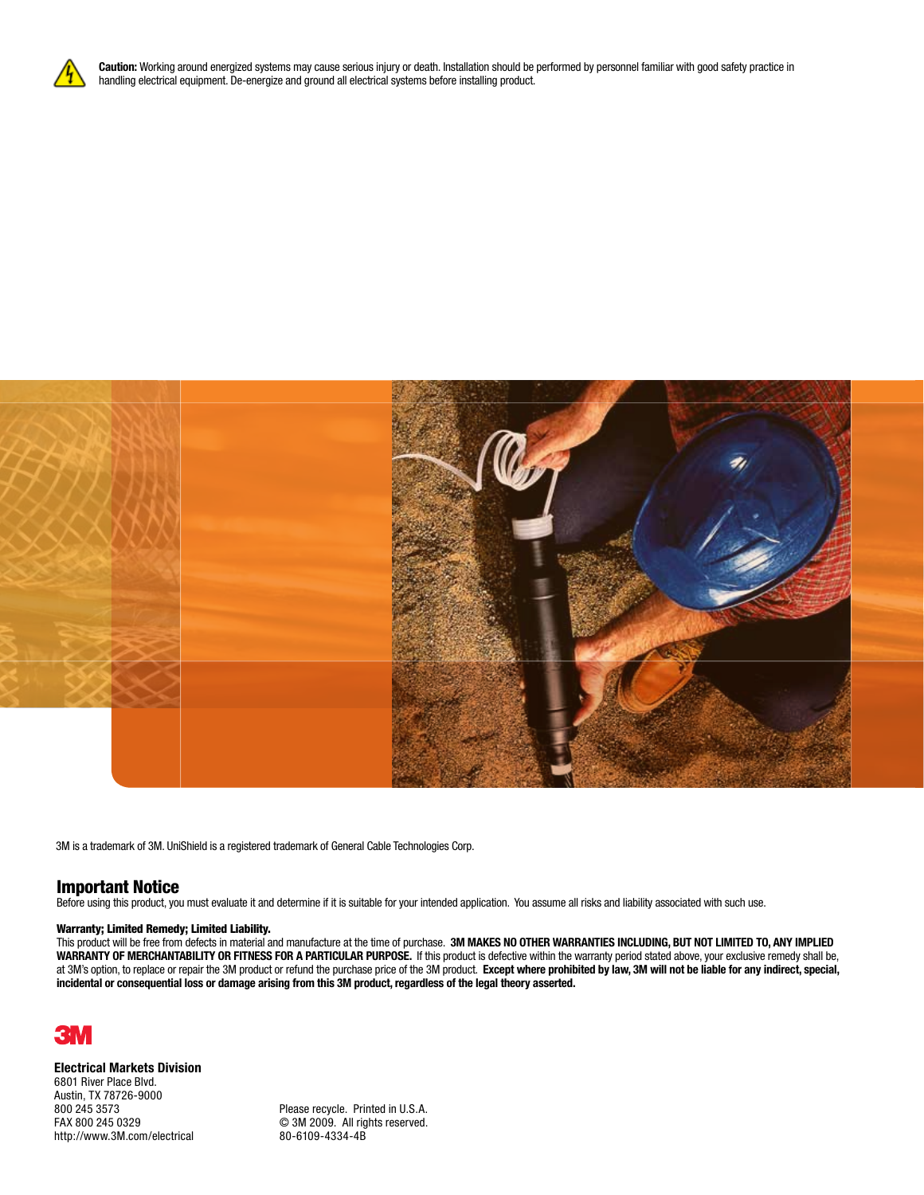**Caution:** Working around energized systems may cause serious injury or death. Installation should be performed by personnel familiar with good safety practice in handling electrical equipment. De-energize and ground all electrical systems before installing product.

3M is a trademark of 3M. UniShield is a registered trademark of General Cable Technologies Corp.

## Important Notice

Before using this product, you must evaluate it and determine if it is suitable for your intended application. You assume all risks and liability associated with such use.

**Warranty; Limited Remedy; Limited Liability.**

This product will be free from defects in material and manufacture at the time of purchase. **3M MAKES NO OTHER WARRANTIES INCLUDING, BUT NOT LIMITED TO, ANY IMPLIED WARRANTY OF MERCHANTABILITY OR FITNESS FOR A PARTICULAR PURPOSE.** If this product is defective within the warranty period stated above, your exclusive remedy shall be, at 3M's option, to replace or repair the 3M product or refund the purchase price of the 3M product. **Except where prohibited by law, 3M will not be liable for any indirect, special, incidental or consequential loss or damage arising from this 3M product, regardless of the legal theory asserted.**

3M

**Electrical Markets Division**
6801 River Place Blvd.
Austin, TX 78726-9000
800 245 3573
FAX 800 245 0329
http://www.3M.com/electrical

Please recycle. Printed in U.S.A.
© 3M 2009. All rights reserved.
80-6109-4334-4B